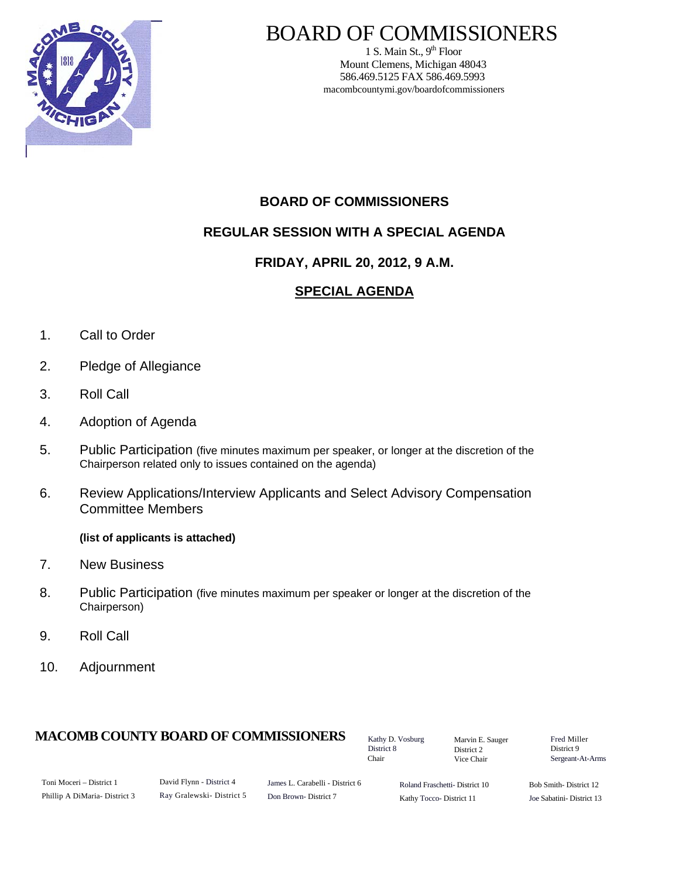# BOARD OF COMMISSIONERS

1 S. Main St., 9th Floor
Mount Clemens, Michigan 48043
586.469.5125 FAX 586.469.5993
macombcountymi.gov/boardofcommissioners

## BOARD OF COMMISSIONERS

## REGULAR SESSION WITH A SPECIAL AGENDA

## FRIDAY, APRIL 20, 2012, 9 A.M.

## SPECIAL AGENDA

1. Call to Order
2. Pledge of Allegiance
3. Roll Call
4. Adoption of Agenda
5. Public Participation (five minutes maximum per speaker, or longer at the discretion of the Chairperson related only to issues contained on the agenda)
6. Review Applications/Interview Applicants and Select Advisory Compensation Committee Members

   **(list of applicants is attached)**
7. New Business
8. Public Participation (five minutes maximum per speaker or longer at the discretion of the Chairperson)
9. Roll Call
10. Adjournment

**MACOMB COUNTY BOARD OF COMMISSIONERS**

Kathy D. Vosburg, District 8, Chair
Marvin E. Sauger, District 2, Vice Chair
Fred Miller, District 9, Sergeant-At-Arms

Toni Moceri – District 1
Phillip A DiMaria- District 3
David Flynn - District 4
Ray Gralewski- District 5
James L. Carabelli - District 6
Don Brown- District 7
Roland Fraschetti- District 10
Kathy Tocco- District 11
Bob Smith- District 12
Joe Sabatini- District 13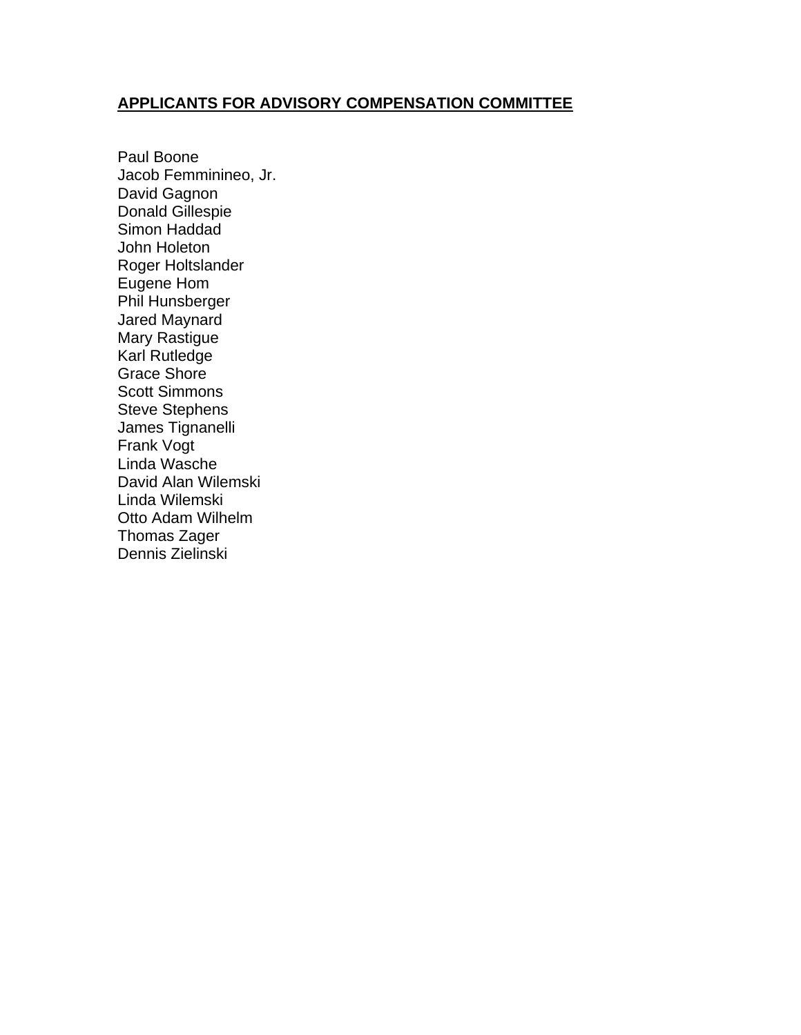**APPLICANTS FOR ADVISORY COMPENSATION COMMITTEE**

Paul Boone
Jacob Femminineo, Jr.
David Gagnon
Donald Gillespie
Simon Haddad
John Holeton
Roger Holtslander
Eugene Hom
Phil Hunsberger
Jared Maynard
Mary Rastigue
Karl Rutledge
Grace Shore
Scott Simmons
Steve Stephens
James Tignanelli
Frank Vogt
Linda Wasche
David Alan Wilemski
Linda Wilemski
Otto Adam Wilhelm
Thomas Zager
Dennis Zielinski